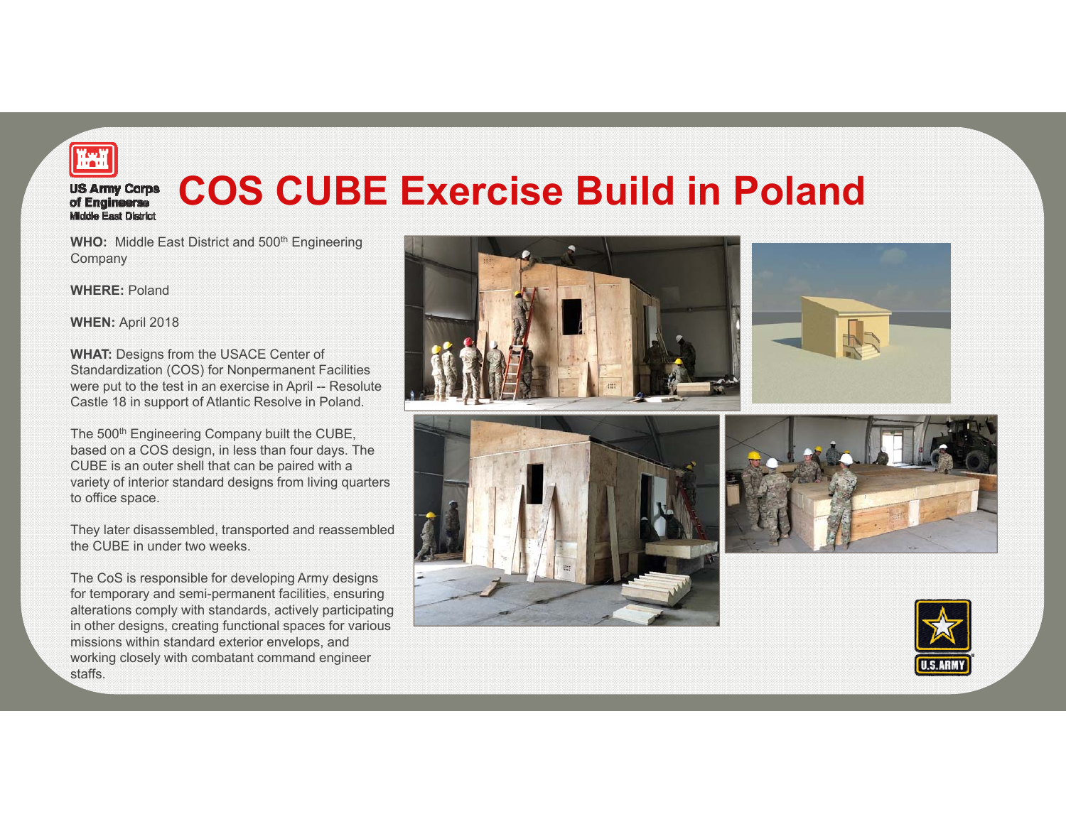US Army Corps of Engineers
Middle East District

# COS CUBE Exercise Build in Poland

**WHO:** Middle East District and 500th Engineering Company

**WHERE:** Poland

**WHEN:** April 2018

**WHAT:** Designs from the USACE Center of Standardization (COS) for Nonpermanent Facilities were put to the test in an exercise in April -- Resolute Castle 18 in support of Atlantic Resolve in Poland.

The 500th Engineering Company built the CUBE, based on a COS design, in less than four days. The CUBE is an outer shell that can be paired with a variety of interior standard designs from living quarters to office space.

They later disassembled, transported and reassembled the CUBE in under two weeks.

The CoS is responsible for developing Army designs for temporary and semi-permanent facilities, ensuring alterations comply with standards, actively participating in other designs, creating functional spaces for various missions within standard exterior envelops, and working closely with combatant command engineer staffs.

U.S. ARMY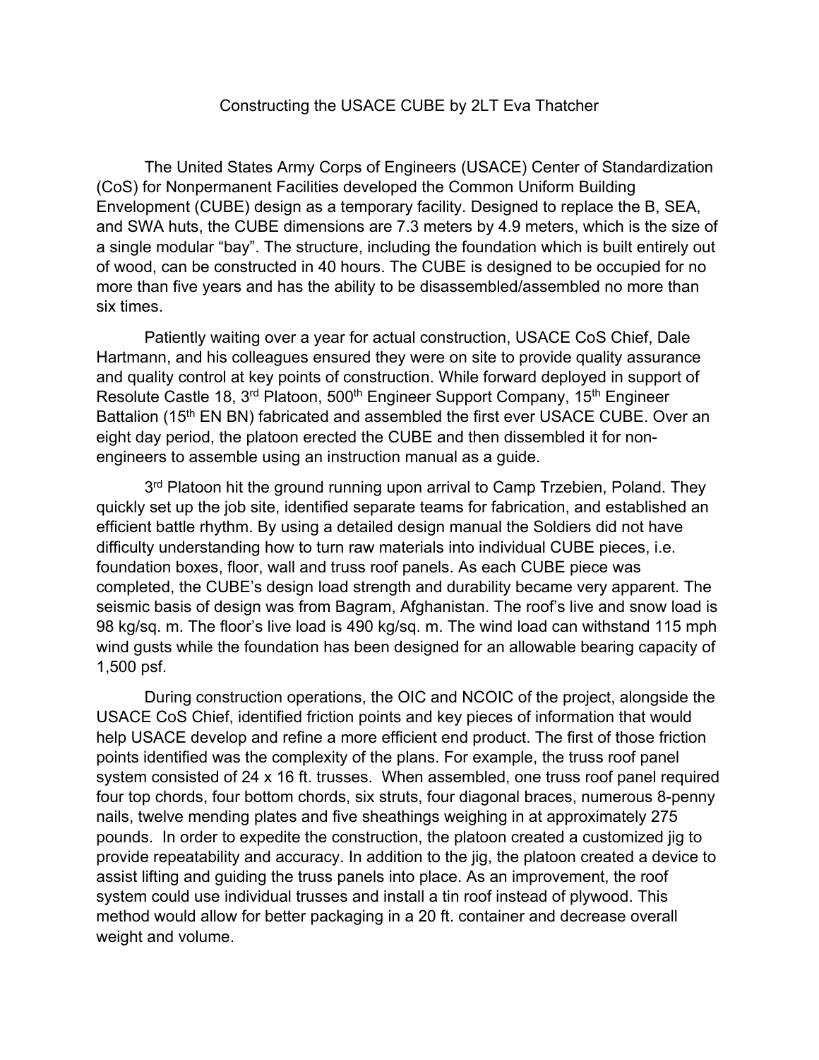Constructing the USACE CUBE by 2LT Eva Thatcher

The United States Army Corps of Engineers (USACE) Center of Standardization (CoS) for Nonpermanent Facilities developed the Common Uniform Building Envelopment (CUBE) design as a temporary facility. Designed to replace the B, SEA, and SWA huts, the CUBE dimensions are 7.3 meters by 4.9 meters, which is the size of a single modular "bay". The structure, including the foundation which is built entirely out of wood, can be constructed in 40 hours. The CUBE is designed to be occupied for no more than five years and has the ability to be disassembled/assembled no more than six times.

Patiently waiting over a year for actual construction, USACE CoS Chief, Dale Hartmann, and his colleagues ensured they were on site to provide quality assurance and quality control at key points of construction. While forward deployed in support of Resolute Castle 18, 3rd Platoon, 500th Engineer Support Company, 15th Engineer Battalion (15th EN BN) fabricated and assembled the first ever USACE CUBE. Over an eight day period, the platoon erected the CUBE and then dissembled it for non-engineers to assemble using an instruction manual as a guide.

3rd Platoon hit the ground running upon arrival to Camp Trzebien, Poland. They quickly set up the job site, identified separate teams for fabrication, and established an efficient battle rhythm. By using a detailed design manual the Soldiers did not have difficulty understanding how to turn raw materials into individual CUBE pieces, i.e. foundation boxes, floor, wall and truss roof panels. As each CUBE piece was completed, the CUBE's design load strength and durability became very apparent. The seismic basis of design was from Bagram, Afghanistan. The roof's live and snow load is 98 kg/sq. m. The floor's live load is 490 kg/sq. m. The wind load can withstand 115 mph wind gusts while the foundation has been designed for an allowable bearing capacity of 1,500 psf.

During construction operations, the OIC and NCOIC of the project, alongside the USACE CoS Chief, identified friction points and key pieces of information that would help USACE develop and refine a more efficient end product. The first of those friction points identified was the complexity of the plans. For example, the truss roof panel system consisted of 24 x 16 ft. trusses. When assembled, one truss roof panel required four top chords, four bottom chords, six struts, four diagonal braces, numerous 8-penny nails, twelve mending plates and five sheathings weighing in at approximately 275 pounds. In order to expedite the construction, the platoon created a customized jig to provide repeatability and accuracy. In addition to the jig, the platoon created a device to assist lifting and guiding the truss panels into place. As an improvement, the roof system could use individual trusses and install a tin roof instead of plywood. This method would allow for better packaging in a 20 ft. container and decrease overall weight and volume.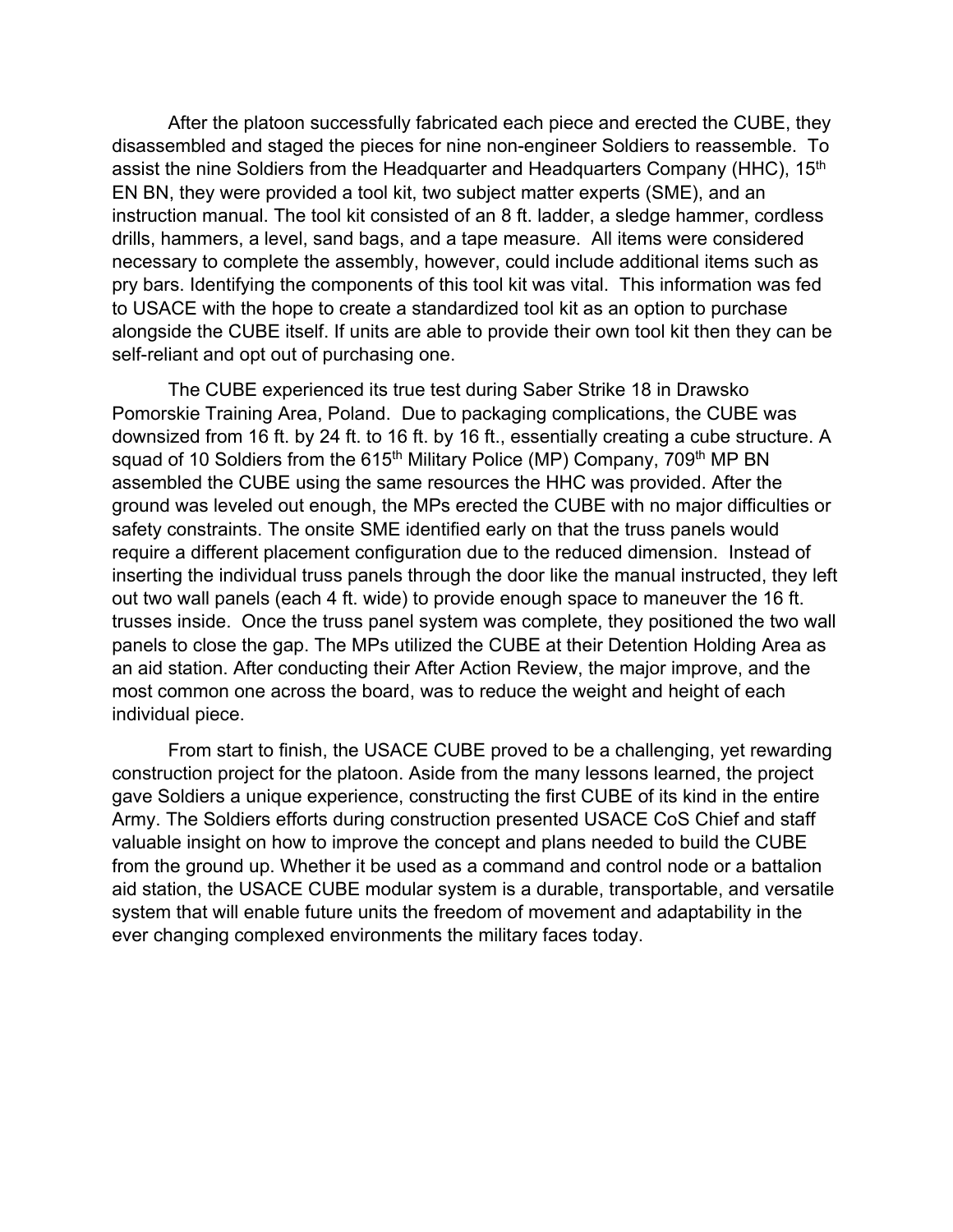After the platoon successfully fabricated each piece and erected the CUBE, they disassembled and staged the pieces for nine non-engineer Soldiers to reassemble. To assist the nine Soldiers from the Headquarter and Headquarters Company (HHC), 15th EN BN, they were provided a tool kit, two subject matter experts (SME), and an instruction manual. The tool kit consisted of an 8 ft. ladder, a sledge hammer, cordless drills, hammers, a level, sand bags, and a tape measure. All items were considered necessary to complete the assembly, however, could include additional items such as pry bars. Identifying the components of this tool kit was vital. This information was fed to USACE with the hope to create a standardized tool kit as an option to purchase alongside the CUBE itself. If units are able to provide their own tool kit then they can be self-reliant and opt out of purchasing one.

The CUBE experienced its true test during Saber Strike 18 in Drawsko Pomorskie Training Area, Poland. Due to packaging complications, the CUBE was downsized from 16 ft. by 24 ft. to 16 ft. by 16 ft., essentially creating a cube structure. A squad of 10 Soldiers from the 615th Military Police (MP) Company, 709th MP BN assembled the CUBE using the same resources the HHC was provided. After the ground was leveled out enough, the MPs erected the CUBE with no major difficulties or safety constraints. The onsite SME identified early on that the truss panels would require a different placement configuration due to the reduced dimension. Instead of inserting the individual truss panels through the door like the manual instructed, they left out two wall panels (each 4 ft. wide) to provide enough space to maneuver the 16 ft. trusses inside. Once the truss panel system was complete, they positioned the two wall panels to close the gap. The MPs utilized the CUBE at their Detention Holding Area as an aid station. After conducting their After Action Review, the major improve, and the most common one across the board, was to reduce the weight and height of each individual piece.

From start to finish, the USACE CUBE proved to be a challenging, yet rewarding construction project for the platoon. Aside from the many lessons learned, the project gave Soldiers a unique experience, constructing the first CUBE of its kind in the entire Army. The Soldiers efforts during construction presented USACE CoS Chief and staff valuable insight on how to improve the concept and plans needed to build the CUBE from the ground up. Whether it be used as a command and control node or a battalion aid station, the USACE CUBE modular system is a durable, transportable, and versatile system that will enable future units the freedom of movement and adaptability in the ever changing complexed environments the military faces today.